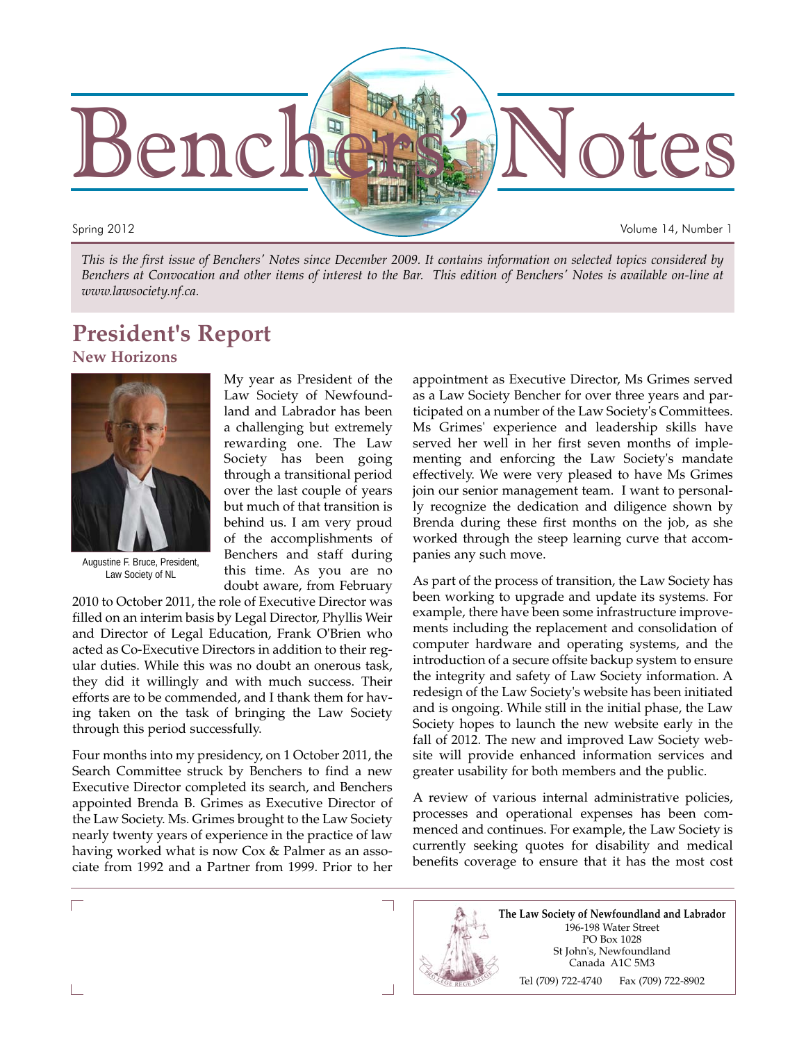# Benchers' Notes

Spring 2012

Volume 14, Number 1

*This is the first issue of Benchers' Notes since December 2009. It contains information on selected topics considered by Benchers at Convocation and other items of interest to the Bar. This edition of Benchers' Notes is available on-line at www.lawsociety.nf.ca.*

## President's Report

### New Horizons

Augustine F. Bruce, President, Law Society of NL

My year as President of the Law Society of Newfoundland and Labrador has been a challenging but extremely rewarding one. The Law Society has been going through a transitional period over the last couple of years but much of that transition is behind us. I am very proud of the accomplishments of Benchers and staff during this time. As you are no doubt aware, from February 2010 to October 2011, the role of Executive Director was filled on an interim basis by Legal Director, Phyllis Weir and Director of Legal Education, Frank O'Brien who acted as Co-Executive Directors in addition to their regular duties. While this was no doubt an onerous task, they did it willingly and with much success. Their efforts are to be commended, and I thank them for having taken on the task of bringing the Law Society through this period successfully.

Four months into my presidency, on 1 October 2011, the Search Committee struck by Benchers to find a new Executive Director completed its search, and Benchers appointed Brenda B. Grimes as Executive Director of the Law Society. Ms. Grimes brought to the Law Society nearly twenty years of experience in the practice of law having worked what is now Cox & Palmer as an associate from 1992 and a Partner from 1999. Prior to her appointment as Executive Director, Ms Grimes served as a Law Society Bencher for over three years and participated on a number of the Law Society's Committees. Ms Grimes' experience and leadership skills have served her well in her first seven months of implementing and enforcing the Law Society's mandate effectively. We were very pleased to have Ms Grimes join our senior management team. I want to personally recognize the dedication and diligence shown by Brenda during these first months on the job, as she worked through the steep learning curve that accompanies any such move.

As part of the process of transition, the Law Society has been working to upgrade and update its systems. For example, there have been some infrastructure improvements including the replacement and consolidation of computer hardware and operating systems, and the introduction of a secure offsite backup system to ensure the integrity and safety of Law Society information. A redesign of the Law Society's website has been initiated and is ongoing. While still in the initial phase, the Law Society hopes to launch the new website early in the fall of 2012. The new and improved Law Society website will provide enhanced information services and greater usability for both members and the public.

A review of various internal administrative policies, processes and operational expenses has been commenced and continues. For example, the Law Society is currently seeking quotes for disability and medical benefits coverage to ensure that it has the most cost

**The Law Society of Newfoundland and Labrador**
196-198 Water Street
PO Box 1028
St John's, Newfoundland
Canada A1C 5M3
Tel (709) 722-4740 Fax (709) 722-8902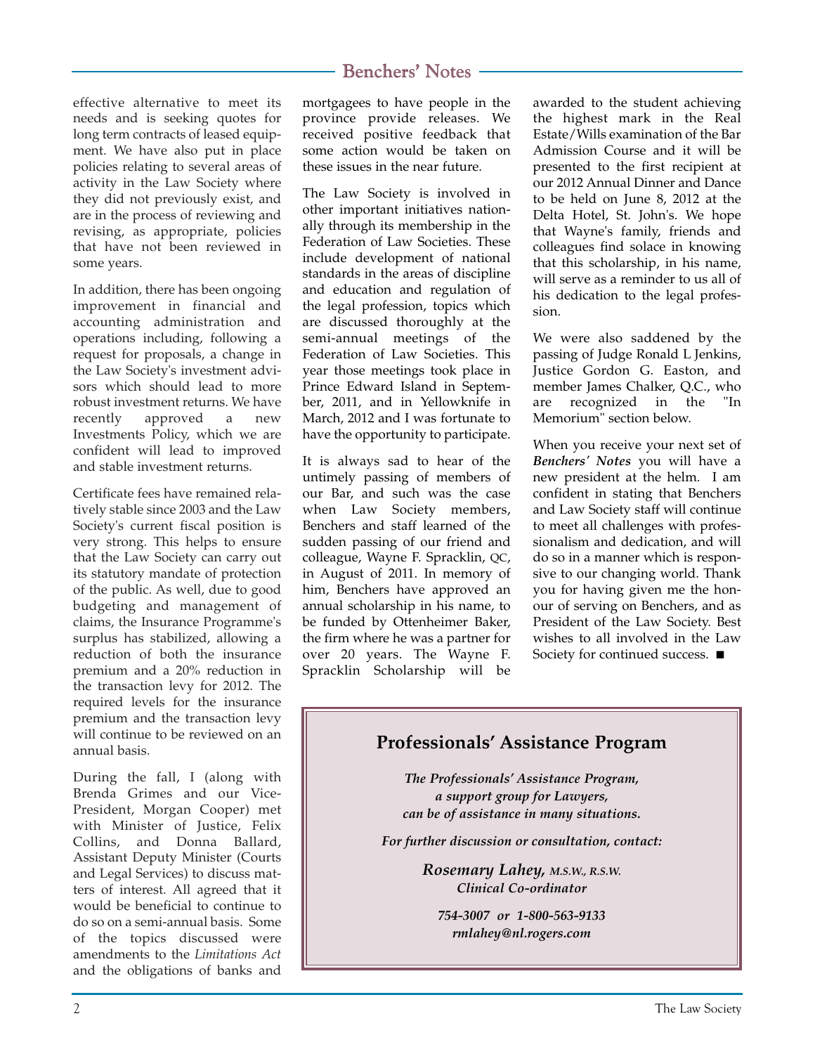effective alternative to meet its needs and is seeking quotes for long term contracts of leased equipment. We have also put in place policies relating to several areas of activity in the Law Society where they did not previously exist, and are in the process of reviewing and revising, as appropriate, policies that have not been reviewed in some years.

In addition, there has been ongoing improvement in financial and accounting administration and operations including, following a request for proposals, a change in the Law Society's investment advisors which should lead to more robust investment returns. We have recently approved a new Investments Policy, which we are confident will lead to improved and stable investment returns.

Certificate fees have remained relatively stable since 2003 and the Law Society's current fiscal position is very strong. This helps to ensure that the Law Society can carry out its statutory mandate of protection of the public. As well, due to good budgeting and management of claims, the Insurance Programme's surplus has stabilized, allowing a reduction of both the insurance premium and a 20% reduction in the transaction levy for 2012. The required levels for the insurance premium and the transaction levy will continue to be reviewed on an annual basis.

During the fall, I (along with Brenda Grimes and our Vice-President, Morgan Cooper) met with Minister of Justice, Felix Collins, and Donna Ballard, Assistant Deputy Minister (Courts and Legal Services) to discuss matters of interest. All agreed that it would be beneficial to continue to do so on a semi-annual basis. Some of the topics discussed were amendments to the *Limitations Act* and the obligations of banks and mortgagees to have people in the province provide releases. We received positive feedback that some action would be taken on these issues in the near future.

The Law Society is involved in other important initiatives nationally through its membership in the Federation of Law Societies. These include development of national standards in the areas of discipline and education and regulation of the legal profession, topics which are discussed thoroughly at the semi-annual meetings of the Federation of Law Societies. This year those meetings took place in Prince Edward Island in September, 2011, and in Yellowknife in March, 2012 and I was fortunate to have the opportunity to participate.

It is always sad to hear of the untimely passing of members of our Bar, and such was the case when Law Society members, Benchers and staff learned of the sudden passing of our friend and colleague, Wayne F. Spracklin, QC, in August of 2011. In memory of him, Benchers have approved an annual scholarship in his name, to be funded by Ottenheimer Baker, the firm where he was a partner for over 20 years. The Wayne F. Spracklin Scholarship will be awarded to the student achieving the highest mark in the Real Estate/Wills examination of the Bar Admission Course and it will be presented to the first recipient at our 2012 Annual Dinner and Dance to be held on June 8, 2012 at the Delta Hotel, St. John's. We hope that Wayne's family, friends and colleagues find solace in knowing that this scholarship, in his name, will serve as a reminder to us all of his dedication to the legal profession.

We were also saddened by the passing of Judge Ronald L Jenkins, Justice Gordon G. Easton, and member James Chalker, Q.C., who are recognized in the "In Memorium" section below.

When you receive your next set of ***Benchers' Notes*** you will have a new president at the helm. I am confident in stating that Benchers and Law Society staff will continue to meet all challenges with professionalism and dedication, and will do so in a manner which is responsive to our changing world. Thank you for having given me the honour of serving on Benchers, and as President of the Law Society. Best wishes to all involved in the Law Society for continued success. ■

## Professionals' Assistance Program

***The Professionals' Assistance Program, a support group for Lawyers, can be of assistance in many situations.***

***For further discussion or consultation, contact:***

***Rosemary Lahey,*** ***M.S.W., R.S.W.***
***Clinical Co-ordinator***

***754-3007 or 1-800-563-9133***
***rmlahey@nl.rogers.com***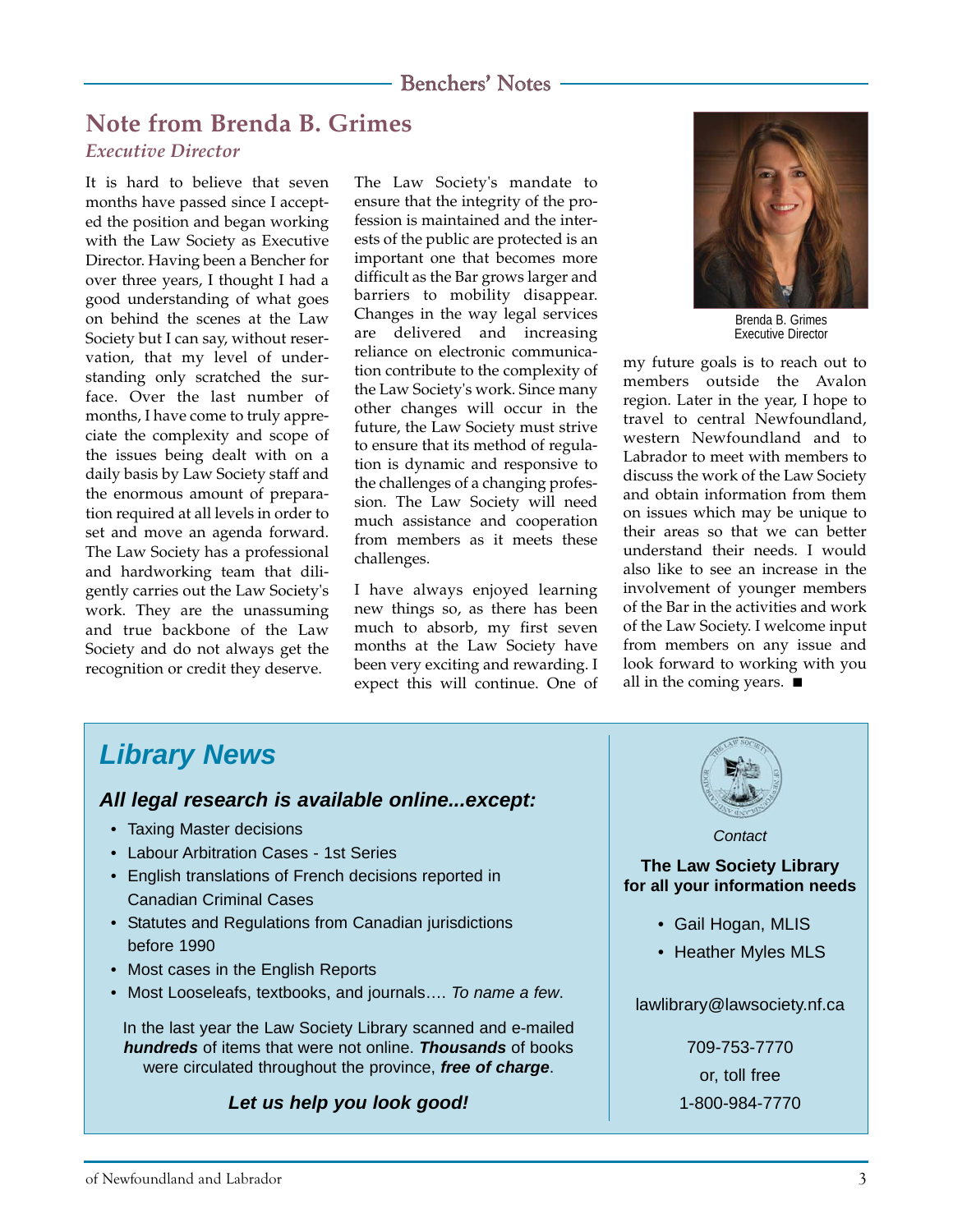## Benchers' Notes

# Note from Brenda B. Grimes

*Executive Director*

It is hard to believe that seven months have passed since I accepted the position and began working with the Law Society as Executive Director. Having been a Bencher for over three years, I thought I had a good understanding of what goes on behind the scenes at the Law Society but I can say, without reservation, that my level of understanding only scratched the surface. Over the last number of months, I have come to truly appreciate the complexity and scope of the issues being dealt with on a daily basis by Law Society staff and the enormous amount of preparation required at all levels in order to set and move an agenda forward. The Law Society has a professional and hardworking team that diligently carries out the Law Society's work. They are the unassuming and true backbone of the Law Society and do not always get the recognition or credit they deserve.

The Law Society's mandate to ensure that the integrity of the profession is maintained and the interests of the public are protected is an important one that becomes more difficult as the Bar grows larger and barriers to mobility disappear. Changes in the way legal services are delivered and increasing reliance on electronic communication contribute to the complexity of the Law Society's work. Since many other changes will occur in the future, the Law Society must strive to ensure that its method of regulation is dynamic and responsive to the challenges of a changing profession. The Law Society will need much assistance and cooperation from members as it meets these challenges.

I have always enjoyed learning new things so, as there has been much to absorb, my first seven months at the Law Society have been very exciting and rewarding. I expect this will continue. One of my future goals is to reach out to members outside the Avalon region. Later in the year, I hope to travel to central Newfoundland, western Newfoundland and to Labrador to meet with members to discuss the work of the Law Society and obtain information from them on issues which may be unique to their areas so that we can better understand their needs. I would also like to see an increase in the involvement of younger members of the Bar in the activities and work of the Law Society. I welcome input from members on any issue and look forward to working with you all in the coming years. ■

Brenda B. Grimes
Executive Director

## *Library News*

### *All legal research is available online...except:*

- Taxing Master decisions
- Labour Arbitration Cases - 1st Series
- English translations of French decisions reported in Canadian Criminal Cases
- Statutes and Regulations from Canadian jurisdictions before 1990
- Most cases in the English Reports
- Most Looseleafs, textbooks, and journals…. *To name a few*.

In the last year the Law Society Library scanned and e-mailed ***hundreds*** of items that were not online. ***Thousands*** of books were circulated throughout the province, ***free of charge***.

***Let us help you look good!***

*Contact*

**The Law Society Library for all your information needs**

- Gail Hogan, MLIS
- Heather Myles MLS

lawlibrary@lawsociety.nf.ca

709-753-7770

or, toll free

1-800-984-7770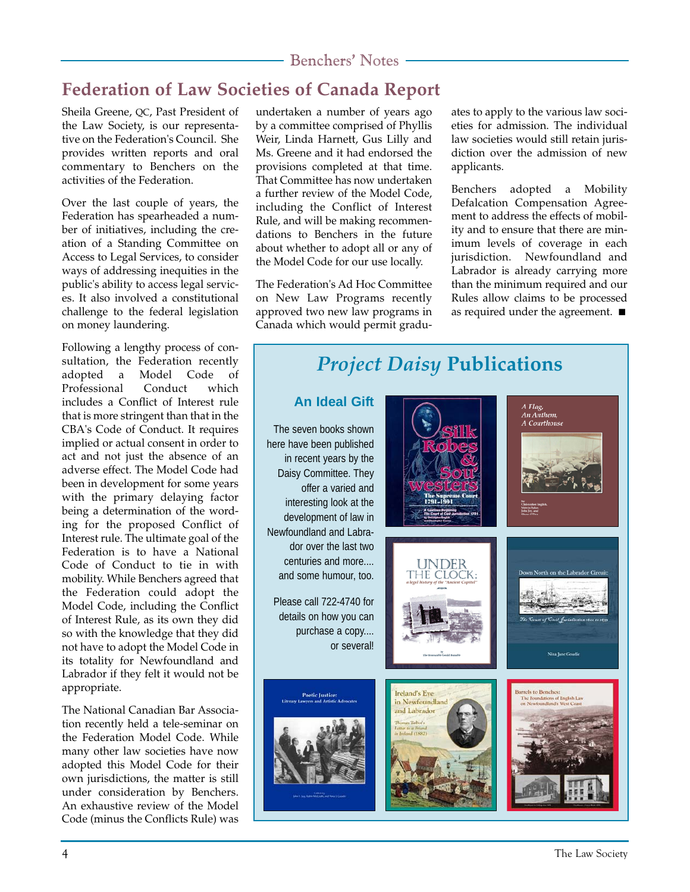## Federation of Law Societies of Canada Report

Sheila Greene, QC, Past President of the Law Society, is our representative on the Federation's Council. She provides written reports and oral commentary to Benchers on the activities of the Federation.

Over the last couple of years, the Federation has spearheaded a number of initiatives, including the creation of a Standing Committee on Access to Legal Services, to consider ways of addressing inequities in the public's ability to access legal services. It also involved a constitutional challenge to the federal legislation on money laundering.

Following a lengthy process of consultation, the Federation recently adopted a Model Code of Professional Conduct which includes a Conflict of Interest rule that is more stringent than that in the CBA's Code of Conduct. It requires implied or actual consent in order to act and not just the absence of an adverse effect. The Model Code had been in development for some years with the primary delaying factor being a determination of the wording for the proposed Conflict of Interest rule. The ultimate goal of the Federation is to have a National Code of Conduct to tie in with mobility. While Benchers agreed that the Federation could adopt the Model Code, including the Conflict of Interest Rule, as its own they did so with the knowledge that they did not have to adopt the Model Code in its totality for Newfoundland and Labrador if they felt it would not be appropriate.

The National Canadian Bar Association recently held a tele-seminar on the Federation Model Code. While many other law societies have now adopted this Model Code for their own jurisdictions, the matter is still under consideration by Benchers. An exhaustive review of the Model Code (minus the Conflicts Rule) was undertaken a number of years ago by a committee comprised of Phyllis Weir, Linda Harnett, Gus Lilly and Ms. Greene and it had endorsed the provisions completed at that time. That Committee has now undertaken a further review of the Model Code, including the Conflict of Interest Rule, and will be making recommendations to Benchers in the future about whether to adopt all or any of the Model Code for our use locally.

The Federation's Ad Hoc Committee on New Law Programs recently approved two new law programs in Canada which would permit graduates to apply to the various law societies for admission. The individual law societies would still retain jurisdiction over the admission of new applicants.

Benchers adopted a Mobility Defalcation Compensation Agreement to address the effects of mobility and to ensure that there are minimum levels of coverage in each jurisdiction. Newfoundland and Labrador is already carrying more than the minimum required and our Rules allow claims to be processed as required under the agreement. ■

## *Project Daisy* Publications

### An Ideal Gift

The seven books shown here have been published in recent years by the Daisy Committee. They offer a varied and interesting look at the development of law in Newfoundland and Labrador over the last two centuries and more.... and some humour, too.

Please call 722-4740 for details on how you can purchase a copy.... or several!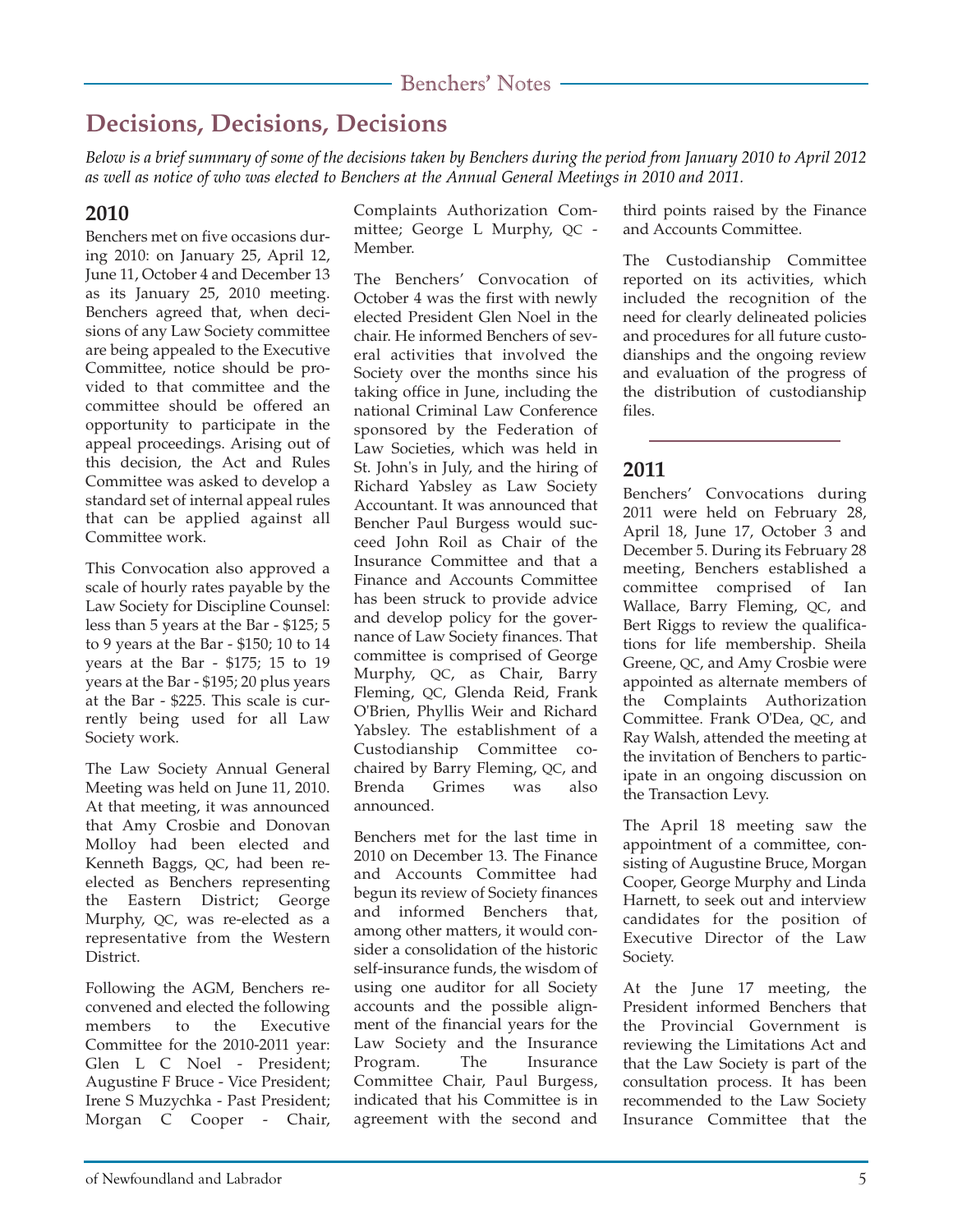# Decisions, Decisions, Decisions

*Below is a brief summary of some of the decisions taken by Benchers during the period from January 2010 to April 2012 as well as notice of who was elected to Benchers at the Annual General Meetings in 2010 and 2011.*

## 2010

Benchers met on five occasions during 2010: on January 25, April 12, June 11, October 4 and December 13 as its January 25, 2010 meeting. Benchers agreed that, when decisions of any Law Society committee are being appealed to the Executive Committee, notice should be provided to that committee and the committee should be offered an opportunity to participate in the appeal proceedings. Arising out of this decision, the Act and Rules Committee was asked to develop a standard set of internal appeal rules that can be applied against all Committee work.

This Convocation also approved a scale of hourly rates payable by the Law Society for Discipline Counsel: less than 5 years at the Bar - $125; 5 to 9 years at the Bar - $150; 10 to 14 years at the Bar - $175; 15 to 19 years at the Bar - $195; 20 plus years at the Bar - $225. This scale is currently being used for all Law Society work.

The Law Society Annual General Meeting was held on June 11, 2010. At that meeting, it was announced that Amy Crosbie and Donovan Molloy had been elected and Kenneth Baggs, QC, had been re-elected as Benchers representing the Eastern District; George Murphy, QC, was re-elected as a representative from the Western District.

Following the AGM, Benchers reconvened and elected the following members to the Executive Committee for the 2010-2011 year: Glen L C Noel - President; Augustine F Bruce - Vice President; Irene S Muzychka - Past President; Morgan C Cooper - Chair, Complaints Authorization Committee; George L Murphy, QC - Member.

The Benchers' Convocation of October 4 was the first with newly elected President Glen Noel in the chair. He informed Benchers of several activities that involved the Society over the months since his taking office in June, including the national Criminal Law Conference sponsored by the Federation of Law Societies, which was held in St. John's in July, and the hiring of Richard Yabsley as Law Society Accountant. It was announced that Bencher Paul Burgess would succeed John Roil as Chair of the Insurance Committee and that a Finance and Accounts Committee has been struck to provide advice and develop policy for the governance of Law Society finances. That committee is comprised of George Murphy, QC, as Chair, Barry Fleming, QC, Glenda Reid, Frank O'Brien, Phyllis Weir and Richard Yabsley. The establishment of a Custodianship Committee co-chaired by Barry Fleming, QC, and Brenda Grimes was also announced.

Benchers met for the last time in 2010 on December 13. The Finance and Accounts Committee had begun its review of Society finances and informed Benchers that, among other matters, it would consider a consolidation of the historic self-insurance funds, the wisdom of using one auditor for all Society accounts and the possible alignment of the financial years for the Law Society and the Insurance Program. The Insurance Committee Chair, Paul Burgess, indicated that his Committee is in agreement with the second and third points raised by the Finance and Accounts Committee.

The Custodianship Committee reported on its activities, which included the recognition of the need for clearly delineated policies and procedures for all future custodianships and the ongoing review and evaluation of the progress of the distribution of custodianship files.

## 2011

Benchers' Convocations during 2011 were held on February 28, April 18, June 17, October 3 and December 5. During its February 28 meeting, Benchers established a committee comprised of Ian Wallace, Barry Fleming, QC, and Bert Riggs to review the qualifications for life membership. Sheila Greene, QC, and Amy Crosbie were appointed as alternate members of the Complaints Authorization Committee. Frank O'Dea, QC, and Ray Walsh, attended the meeting at the invitation of Benchers to participate in an ongoing discussion on the Transaction Levy.

The April 18 meeting saw the appointment of a committee, consisting of Augustine Bruce, Morgan Cooper, George Murphy and Linda Harnett, to seek out and interview candidates for the position of Executive Director of the Law Society.

At the June 17 meeting, the President informed Benchers that the Provincial Government is reviewing the Limitations Act and that the Law Society is part of the consultation process. It has been recommended to the Law Society Insurance Committee that the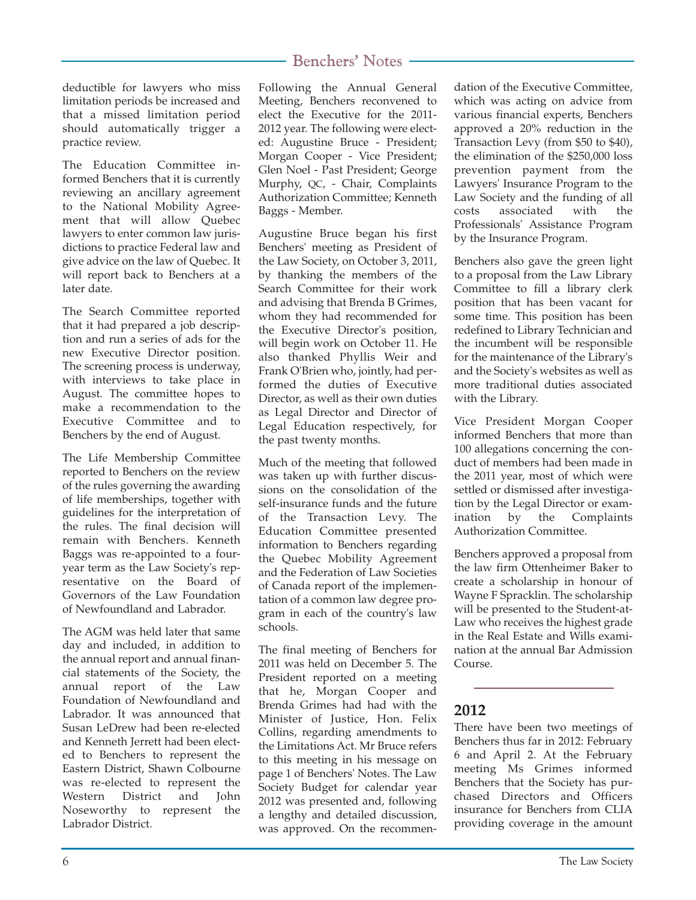deductible for lawyers who miss limitation periods be increased and that a missed limitation period should automatically trigger a practice review.

The Education Committee informed Benchers that it is currently reviewing an ancillary agreement to the National Mobility Agreement that will allow Quebec lawyers to enter common law jurisdictions to practice Federal law and give advice on the law of Quebec. It will report back to Benchers at a later date.

The Search Committee reported that it had prepared a job description and run a series of ads for the new Executive Director position. The screening process is underway, with interviews to take place in August. The committee hopes to make a recommendation to the Executive Committee and to Benchers by the end of August.

The Life Membership Committee reported to Benchers on the review of the rules governing the awarding of life memberships, together with guidelines for the interpretation of the rules. The final decision will remain with Benchers. Kenneth Baggs was re-appointed to a four-year term as the Law Society's representative on the Board of Governors of the Law Foundation of Newfoundland and Labrador.

The AGM was held later that same day and included, in addition to the annual report and annual financial statements of the Society, the annual report of the Law Foundation of Newfoundland and Labrador. It was announced that Susan LeDrew had been re-elected and Kenneth Jerrett had been elected to Benchers to represent the Eastern District, Shawn Colbourne was re-elected to represent the Western District and John Noseworthy to represent the Labrador District.

Following the Annual General Meeting, Benchers reconvened to elect the Executive for the 2011-2012 year. The following were elected: Augustine Bruce - President; Morgan Cooper - Vice President; Glen Noel - Past President; George Murphy, QC, - Chair, Complaints Authorization Committee; Kenneth Baggs - Member.

Augustine Bruce began his first Benchers' meeting as President of the Law Society, on October 3, 2011, by thanking the members of the Search Committee for their work and advising that Brenda B Grimes, whom they had recommended for the Executive Director's position, will begin work on October 11. He also thanked Phyllis Weir and Frank O'Brien who, jointly, had performed the duties of Executive Director, as well as their own duties as Legal Director and Director of Legal Education respectively, for the past twenty months.

Much of the meeting that followed was taken up with further discussions on the consolidation of the self-insurance funds and the future of the Transaction Levy. The Education Committee presented information to Benchers regarding the Quebec Mobility Agreement and the Federation of Law Societies of Canada report of the implementation of a common law degree program in each of the country's law schools.

The final meeting of Benchers for 2011 was held on December 5. The President reported on a meeting that he, Morgan Cooper and Brenda Grimes had had with the Minister of Justice, Hon. Felix Collins, regarding amendments to the Limitations Act. Mr Bruce refers to this meeting in his message on page 1 of Benchers' Notes. The Law Society Budget for calendar year 2012 was presented and, following a lengthy and detailed discussion, was approved. On the recommendation of the Executive Committee, which was acting on advice from various financial experts, Benchers approved a 20% reduction in the Transaction Levy (from $50 to $40), the elimination of the $250,000 loss prevention payment from the Lawyers' Insurance Program to the Law Society and the funding of all costs associated with the Professionals' Assistance Program by the Insurance Program.

Benchers also gave the green light to a proposal from the Law Library Committee to fill a library clerk position that has been vacant for some time. This position has been redefined to Library Technician and the incumbent will be responsible for the maintenance of the Library's and the Society's websites as well as more traditional duties associated with the Library.

Vice President Morgan Cooper informed Benchers that more than 100 allegations concerning the conduct of members had been made in the 2011 year, most of which were settled or dismissed after investigation by the Legal Director or examination by the Complaints Authorization Committee.

Benchers approved a proposal from the law firm Ottenheimer Baker to create a scholarship in honour of Wayne F Spracklin. The scholarship will be presented to the Student-at-Law who receives the highest grade in the Real Estate and Wills examination at the annual Bar Admission Course.

## 2012

There have been two meetings of Benchers thus far in 2012: February 6 and April 2. At the February meeting Ms Grimes informed Benchers that the Society has purchased Directors and Officers insurance for Benchers from CLIA providing coverage in the amount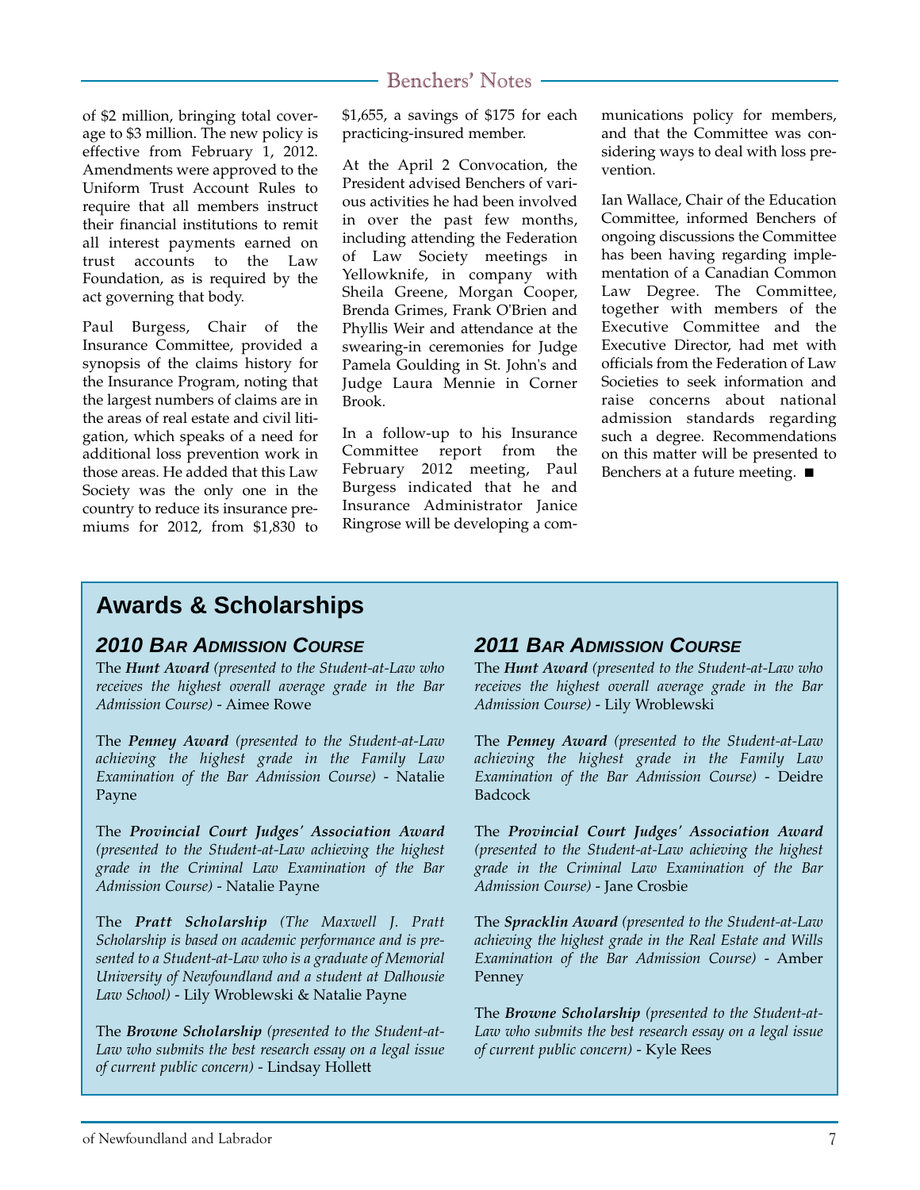of $2 million, bringing total coverage to $3 million. The new policy is effective from February 1, 2012. Amendments were approved to the Uniform Trust Account Rules to require that all members instruct their financial institutions to remit all interest payments earned on trust accounts to the Law Foundation, as is required by the act governing that body.

Paul Burgess, Chair of the Insurance Committee, provided a synopsis of the claims history for the Insurance Program, noting that the largest numbers of claims are in the areas of real estate and civil litigation, which speaks of a need for additional loss prevention work in those areas. He added that this Law Society was the only one in the country to reduce its insurance premiums for 2012, from $1,830 to $1,655, a savings of $175 for each practicing-insured member.

At the April 2 Convocation, the President advised Benchers of various activities he had been involved in over the past few months, including attending the Federation of Law Society meetings in Yellowknife, in company with Sheila Greene, Morgan Cooper, Brenda Grimes, Frank O'Brien and Phyllis Weir and attendance at the swearing-in ceremonies for Judge Pamela Goulding in St. John's and Judge Laura Mennie in Corner Brook.

In a follow-up to his Insurance Committee report from the February 2012 meeting, Paul Burgess indicated that he and Insurance Administrator Janice Ringrose will be developing a communications policy for members, and that the Committee was considering ways to deal with loss prevention.

Ian Wallace, Chair of the Education Committee, informed Benchers of ongoing discussions the Committee has been having regarding implementation of a Canadian Common Law Degree. The Committee, together with members of the Executive Committee and the Executive Director, had met with officials from the Federation of Law Societies to seek information and raise concerns about national admission standards regarding such a degree. Recommendations on this matter will be presented to Benchers at a future meeting. ■

## Awards & Scholarships

### *2010 Bar Admission Course*

The ***Hunt Award*** *(presented to the Student-at-Law who receives the highest overall average grade in the Bar Admission Course)* - Aimee Rowe

The ***Penney Award*** *(presented to the Student-at-Law achieving the highest grade in the Family Law Examination of the Bar Admission Course)* - Natalie Payne

The ***Provincial Court Judges' Association Award*** *(presented to the Student-at-Law achieving the highest grade in the Criminal Law Examination of the Bar Admission Course)* - Natalie Payne

The ***Pratt Scholarship*** *(The Maxwell J. Pratt Scholarship is based on academic performance and is presented to a Student-at-Law who is a graduate of Memorial University of Newfoundland and a student at Dalhousie Law School)* - Lily Wroblewski & Natalie Payne

The ***Browne Scholarship*** *(presented to the Student-at-Law who submits the best research essay on a legal issue of current public concern)* - Lindsay Hollett

### *2011 Bar Admission Course*

The ***Hunt Award*** *(presented to the Student-at-Law who receives the highest overall average grade in the Bar Admission Course)* - Lily Wroblewski

The ***Penney Award*** *(presented to the Student-at-Law achieving the highest grade in the Family Law Examination of the Bar Admission Course)* - Deidre Badcock

The ***Provincial Court Judges' Association Award*** *(presented to the Student-at-Law achieving the highest grade in the Criminal Law Examination of the Bar Admission Course)* - Jane Crosbie

The ***Spracklin Award*** *(presented to the Student-at-Law achieving the highest grade in the Real Estate and Wills Examination of the Bar Admission Course)* - Amber Penney

The ***Browne Scholarship*** *(presented to the Student-at-Law who submits the best research essay on a legal issue of current public concern)* - Kyle Rees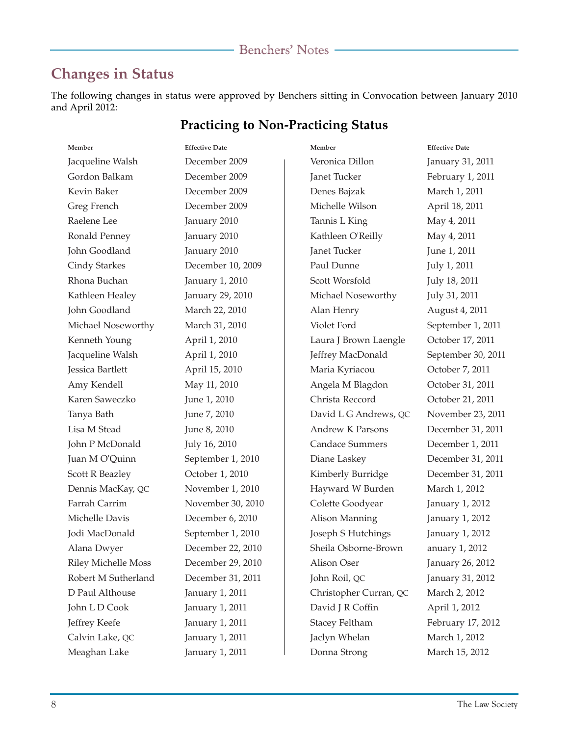## Changes in Status

The following changes in status were approved by Benchers sitting in Convocation between January 2010 and April 2012:

### Practicing to Non-Practicing Status

| Member | Effective Date |
|---|---|
| Jacqueline Walsh | December 2009 |
| Gordon Balkam | December 2009 |
| Kevin Baker | December 2009 |
| Greg French | December 2009 |
| Raelene Lee | January 2010 |
| Ronald Penney | January 2010 |
| John Goodland | January 2010 |
| Cindy Starkes | December 10, 2009 |
| Rhona Buchan | January 1, 2010 |
| Kathleen Healey | January 29, 2010 |
| John Goodland | March 22, 2010 |
| Michael Noseworthy | March 31, 2010 |
| Kenneth Young | April 1, 2010 |
| Jacqueline Walsh | April 1, 2010 |
| Jessica Bartlett | April 15, 2010 |
| Amy Kendell | May 11, 2010 |
| Karen Saweczko | June 1, 2010 |
| Tanya Bath | June 7, 2010 |
| Lisa M Stead | June 8, 2010 |
| John P McDonald | July 16, 2010 |
| Juan M O'Quinn | September 1, 2010 |
| Scott R Beazley | October 1, 2010 |
| Dennis MacKay, QC | November 1, 2010 |
| Farrah Carrim | November 30, 2010 |
| Michelle Davis | December 6, 2010 |
| Jodi MacDonald | September 1, 2010 |
| Alana Dwyer | December 22, 2010 |
| Riley Michelle Moss | December 29, 2010 |
| Robert M Sutherland | December 31, 2011 |
| D Paul Althouse | January 1, 2011 |
| John L D Cook | January 1, 2011 |
| Jeffrey Keefe | January 1, 2011 |
| Calvin Lake, QC | January 1, 2011 |
| Meaghan Lake | January 1, 2011 |
| Veronica Dillon | January 31, 2011 |
| Janet Tucker | February 1, 2011 |
| Denes Bajzak | March 1, 2011 |
| Michelle Wilson | April 18, 2011 |
| Tannis L King | May 4, 2011 |
| Kathleen O'Reilly | May 4, 2011 |
| Janet Tucker | June 1, 2011 |
| Paul Dunne | July 1, 2011 |
| Scott Worsfold | July 18, 2011 |
| Michael Noseworthy | July 31, 2011 |
| Alan Henry | August 4, 2011 |
| Violet Ford | September 1, 2011 |
| Laura J Brown Laengle | October 17, 2011 |
| Jeffrey MacDonald | September 30, 2011 |
| Maria Kyriacou | October 7, 2011 |
| Angela M Blagdon | October 31, 2011 |
| Christa Reccord | October 21, 2011 |
| David L G Andrews, QC | November 23, 2011 |
| Andrew K Parsons | December 31, 2011 |
| Candace Summers | December 1, 2011 |
| Diane Laskey | December 31, 2011 |
| Kimberly Burridge | December 31, 2011 |
| Hayward W Burden | March 1, 2012 |
| Colette Goodyear | January 1, 2012 |
| Alison Manning | January 1, 2012 |
| Joseph S Hutchings | January 1, 2012 |
| Sheila Osborne-Brown | anuary 1, 2012 |
| Alison Oser | January 26, 2012 |
| John Roil, QC | January 31, 2012 |
| Christopher Curran, QC | March 2, 2012 |
| David J R Coffin | April 1, 2012 |
| Stacey Feltham | February 17, 2012 |
| Jaclyn Whelan | March 1, 2012 |
| Donna Strong | March 15, 2012 |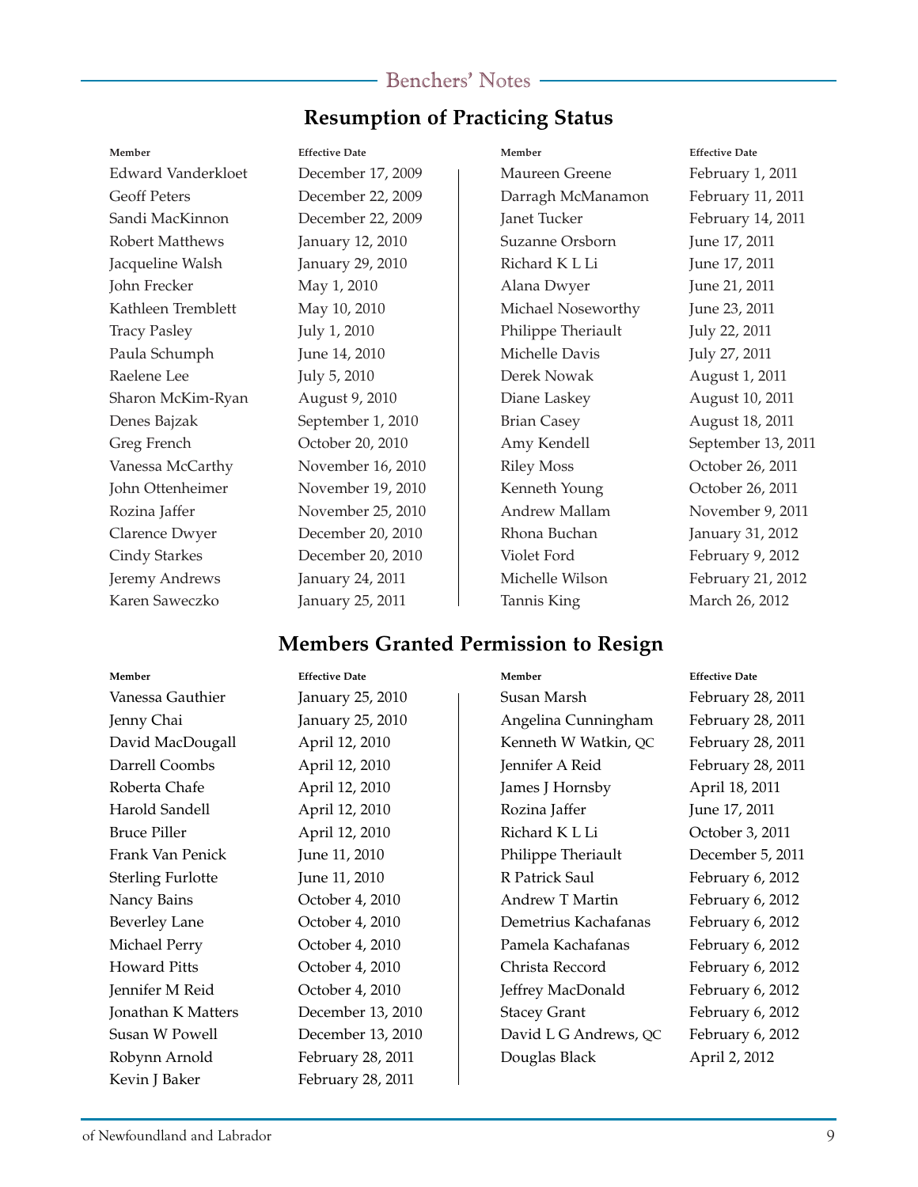## Resumption of Practicing Status

| Member | Effective Date |
|---|---|
| Edward Vanderkloet | December 17, 2009 |
| Geoff Peters | December 22, 2009 |
| Sandi MacKinnon | December 22, 2009 |
| Robert Matthews | January 12, 2010 |
| Jacqueline Walsh | January 29, 2010 |
| John Frecker | May 1, 2010 |
| Kathleen Tremblett | May 10, 2010 |
| Tracy Pasley | July 1, 2010 |
| Paula Schumph | June 14, 2010 |
| Raelene Lee | July 5, 2010 |
| Sharon McKim-Ryan | August 9, 2010 |
| Denes Bajzak | September 1, 2010 |
| Greg French | October 20, 2010 |
| Vanessa McCarthy | November 16, 2010 |
| John Ottenheimer | November 19, 2010 |
| Rozina Jaffer | November 25, 2010 |
| Clarence Dwyer | December 20, 2010 |
| Cindy Starkes | December 20, 2010 |
| Jeremy Andrews | January 24, 2011 |
| Karen Saweczko | January 25, 2011 |
| Maureen Greene | February 1, 2011 |
| Darragh McManamon | February 11, 2011 |
| Janet Tucker | February 14, 2011 |
| Suzanne Orsborn | June 17, 2011 |
| Richard K L Li | June 17, 2011 |
| Alana Dwyer | June 21, 2011 |
| Michael Noseworthy | June 23, 2011 |
| Philippe Theriault | July 22, 2011 |
| Michelle Davis | July 27, 2011 |
| Derek Nowak | August 1, 2011 |
| Diane Laskey | August 10, 2011 |
| Brian Casey | August 18, 2011 |
| Amy Kendell | September 13, 2011 |
| Riley Moss | October 26, 2011 |
| Kenneth Young | October 26, 2011 |
| Andrew Mallam | November 9, 2011 |
| Rhona Buchan | January 31, 2012 |
| Violet Ford | February 9, 2012 |
| Michelle Wilson | February 21, 2012 |
| Tannis King | March 26, 2012 |

## Members Granted Permission to Resign

| Member | Effective Date |
|---|---|
| Vanessa Gauthier | January 25, 2010 |
| Jenny Chai | January 25, 2010 |
| David MacDougall | April 12, 2010 |
| Darrell Coombs | April 12, 2010 |
| Roberta Chafe | April 12, 2010 |
| Harold Sandell | April 12, 2010 |
| Bruce Piller | April 12, 2010 |
| Frank Van Penick | June 11, 2010 |
| Sterling Furlotte | June 11, 2010 |
| Nancy Bains | October 4, 2010 |
| Beverley Lane | October 4, 2010 |
| Michael Perry | October 4, 2010 |
| Howard Pitts | October 4, 2010 |
| Jennifer M Reid | October 4, 2010 |
| Jonathan K Matters | December 13, 2010 |
| Susan W Powell | December 13, 2010 |
| Robynn Arnold | February 28, 2011 |
| Kevin J Baker | February 28, 2011 |
| Susan Marsh | February 28, 2011 |
| Angelina Cunningham | February 28, 2011 |
| Kenneth W Watkin, QC | February 28, 2011 |
| Jennifer A Reid | February 28, 2011 |
| James J Hornsby | April 18, 2011 |
| Rozina Jaffer | June 17, 2011 |
| Richard K L Li | October 3, 2011 |
| Philippe Theriault | December 5, 2011 |
| R Patrick Saul | February 6, 2012 |
| Andrew T Martin | February 6, 2012 |
| Demetrius Kachafanas | February 6, 2012 |
| Pamela Kachafanas | February 6, 2012 |
| Christa Reccord | February 6, 2012 |
| Jeffrey MacDonald | February 6, 2012 |
| Stacey Grant | February 6, 2012 |
| David L G Andrews, QC | February 6, 2012 |
| Douglas Black | April 2, 2012 |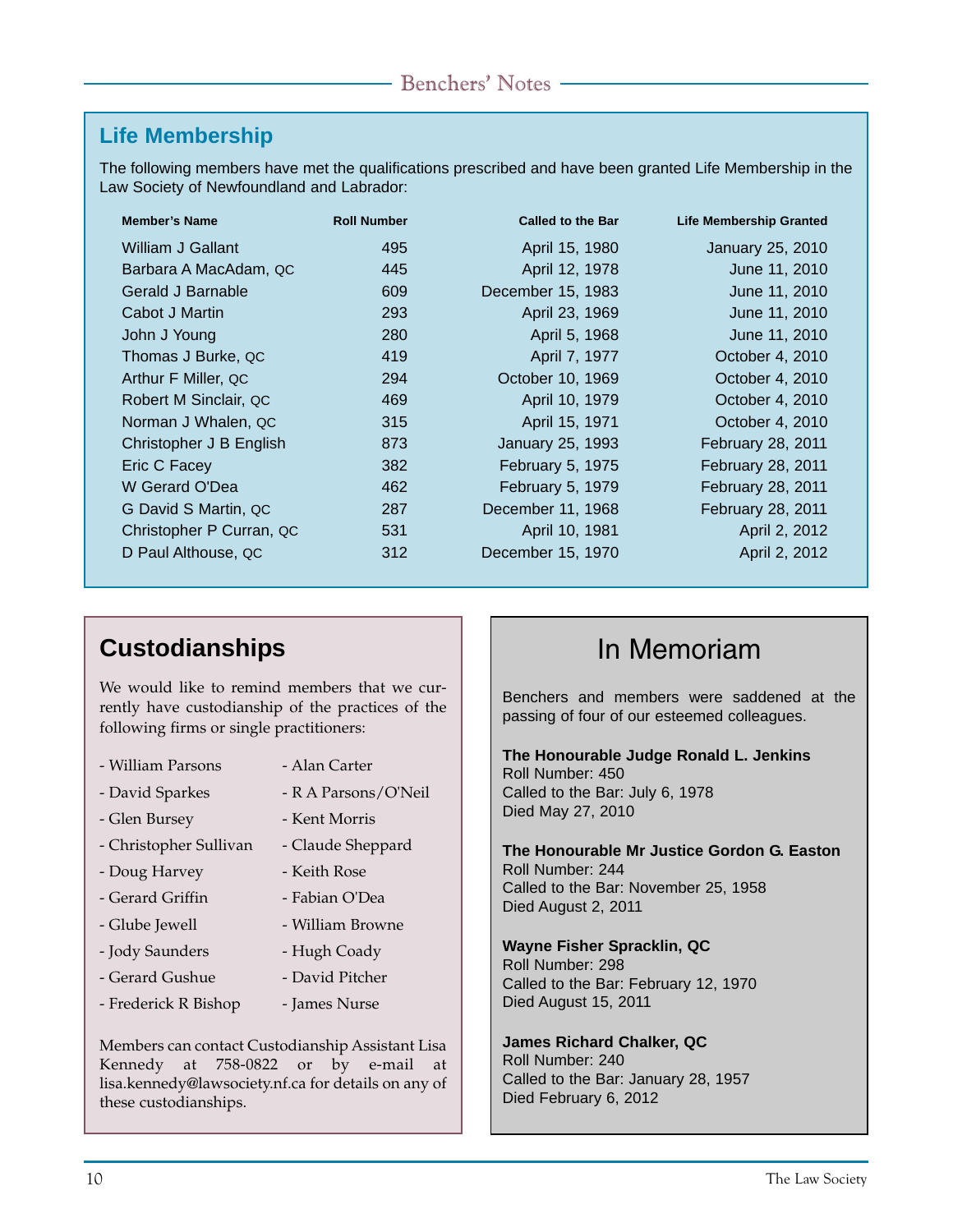## Life Membership

The following members have met the qualifications prescribed and have been granted Life Membership in the Law Society of Newfoundland and Labrador:

| Member's Name | Roll Number | Called to the Bar | Life Membership Granted |
|---|---|---|---|
| William J Gallant | 495 | April 15, 1980 | January 25, 2010 |
| Barbara A MacAdam, QC | 445 | April 12, 1978 | June 11, 2010 |
| Gerald J Barnable | 609 | December 15, 1983 | June 11, 2010 |
| Cabot J Martin | 293 | April 23, 1969 | June 11, 2010 |
| John J Young | 280 | April 5, 1968 | June 11, 2010 |
| Thomas J Burke, QC | 419 | April 7, 1977 | October 4, 2010 |
| Arthur F Miller, QC | 294 | October 10, 1969 | October 4, 2010 |
| Robert M Sinclair, QC | 469 | April 10, 1979 | October 4, 2010 |
| Norman J Whalen, QC | 315 | April 15, 1971 | October 4, 2010 |
| Christopher J B English | 873 | January 25, 1993 | February 28, 2011 |
| Eric C Facey | 382 | February 5, 1975 | February 28, 2011 |
| W Gerard O'Dea | 462 | February 5, 1979 | February 28, 2011 |
| G David S Martin, QC | 287 | December 11, 1968 | February 28, 2011 |
| Christopher P Curran, QC | 531 | April 10, 1981 | April 2, 2012 |
| D Paul Althouse, QC | 312 | December 15, 1970 | April 2, 2012 |

## Custodianships

We would like to remind members that we currently have custodianship of the practices of the following firms or single practitioners:

- William Parsons
- David Sparkes
- Glen Bursey
- Christopher Sullivan
- Doug Harvey
- Gerard Griffin
- Glube Jewell
- Jody Saunders
- Gerard Gushue
- Frederick R Bishop
- Alan Carter
- R A Parsons/O'Neil
- Kent Morris
- Claude Sheppard
- Keith Rose
- Fabian O'Dea
- William Browne
- Hugh Coady
- David Pitcher
- James Nurse

Members can contact Custodianship Assistant Lisa Kennedy at 758-0822 or by e-mail at lisa.kennedy@lawsociety.nf.ca for details on any of these custodianships.

## In Memoriam

Benchers and members were saddened at the passing of four of our esteemed colleagues.

**The Honourable Judge Ronald L. Jenkins**
Roll Number: 450
Called to the Bar: July 6, 1978
Died May 27, 2010

**The Honourable Mr Justice Gordon G. Easton**
Roll Number: 244
Called to the Bar: November 25, 1958
Died August 2, 2011

**Wayne Fisher Spracklin, QC**
Roll Number: 298
Called to the Bar: February 12, 1970
Died August 15, 2011

**James Richard Chalker, QC**
Roll Number: 240
Called to the Bar: January 28, 1957
Died February 6, 2012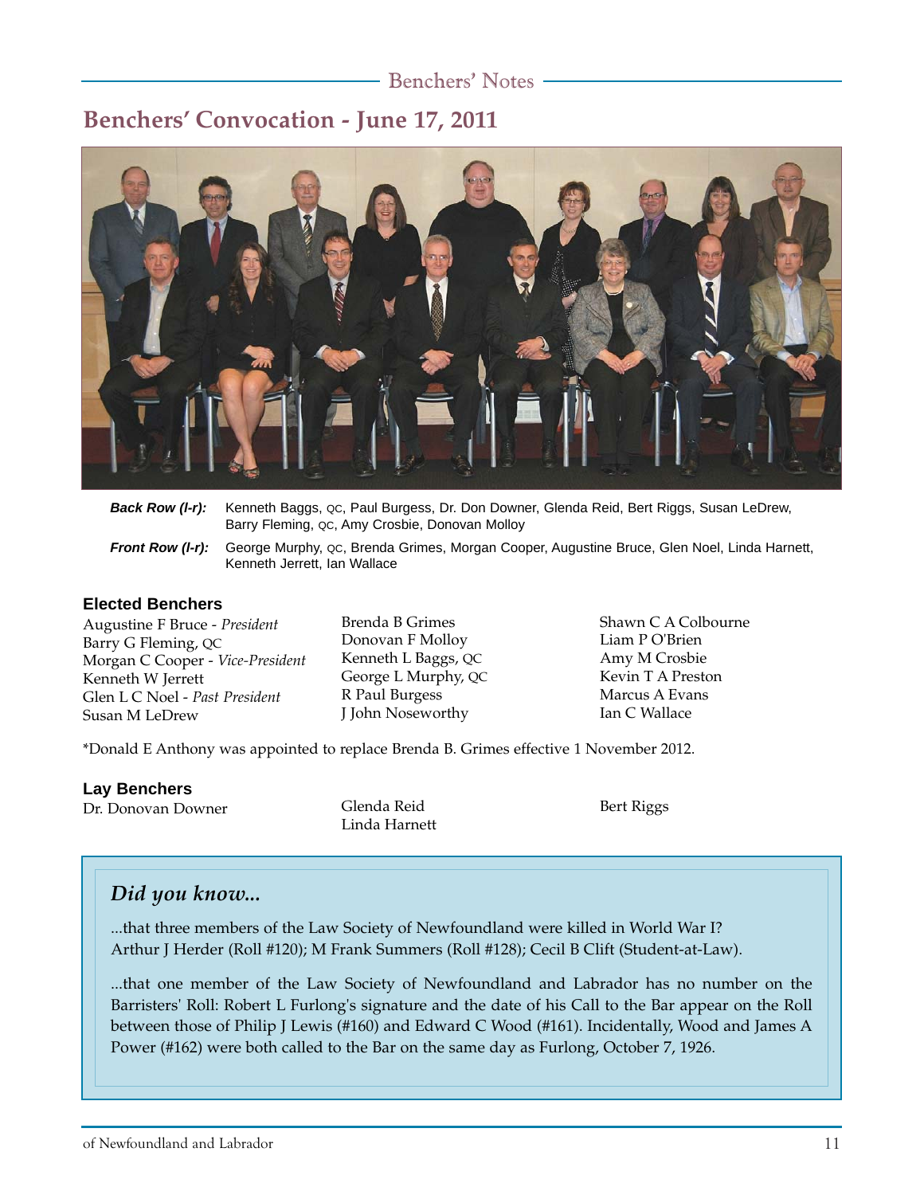## Benchers' Convocation - June 17, 2011

***Back Row (l-r):*** Kenneth Baggs, QC, Paul Burgess, Dr. Don Downer, Glenda Reid, Bert Riggs, Susan LeDrew, Barry Fleming, QC, Amy Crosbie, Donovan Molloy

***Front Row (l-r):*** George Murphy, QC, Brenda Grimes, Morgan Cooper, Augustine Bruce, Glen Noel, Linda Harnett, Kenneth Jerrett, Ian Wallace

### Elected Benchers

Augustine F Bruce - *President*
Barry G Fleming, QC
Morgan C Cooper - *Vice-President*
Kenneth W Jerrett
Glen L C Noel - *Past President*
Susan M LeDrew
Brenda B Grimes
Donovan F Molloy
Kenneth L Baggs, QC
George L Murphy, QC
R Paul Burgess
J John Noseworthy
Shawn C A Colbourne
Liam P O'Brien
Amy M Crosbie
Kevin T A Preston
Marcus A Evans
Ian C Wallace

*Donald E Anthony was appointed to replace Brenda B. Grimes effective 1 November 2012.

### Lay Benchers

Dr. Donovan Downer
Glenda Reid
Linda Harnett
Bert Riggs

### *Did you know...*

...that three members of the Law Society of Newfoundland were killed in World War I? Arthur J Herder (Roll #120); M Frank Summers (Roll #128); Cecil B Clift (Student-at-Law).

...that one member of the Law Society of Newfoundland and Labrador has no number on the Barristers' Roll: Robert L Furlong's signature and the date of his Call to the Bar appear on the Roll between those of Philip J Lewis (#160) and Edward C Wood (#161). Incidentally, Wood and James A Power (#162) were both called to the Bar on the same day as Furlong, October 7, 1926.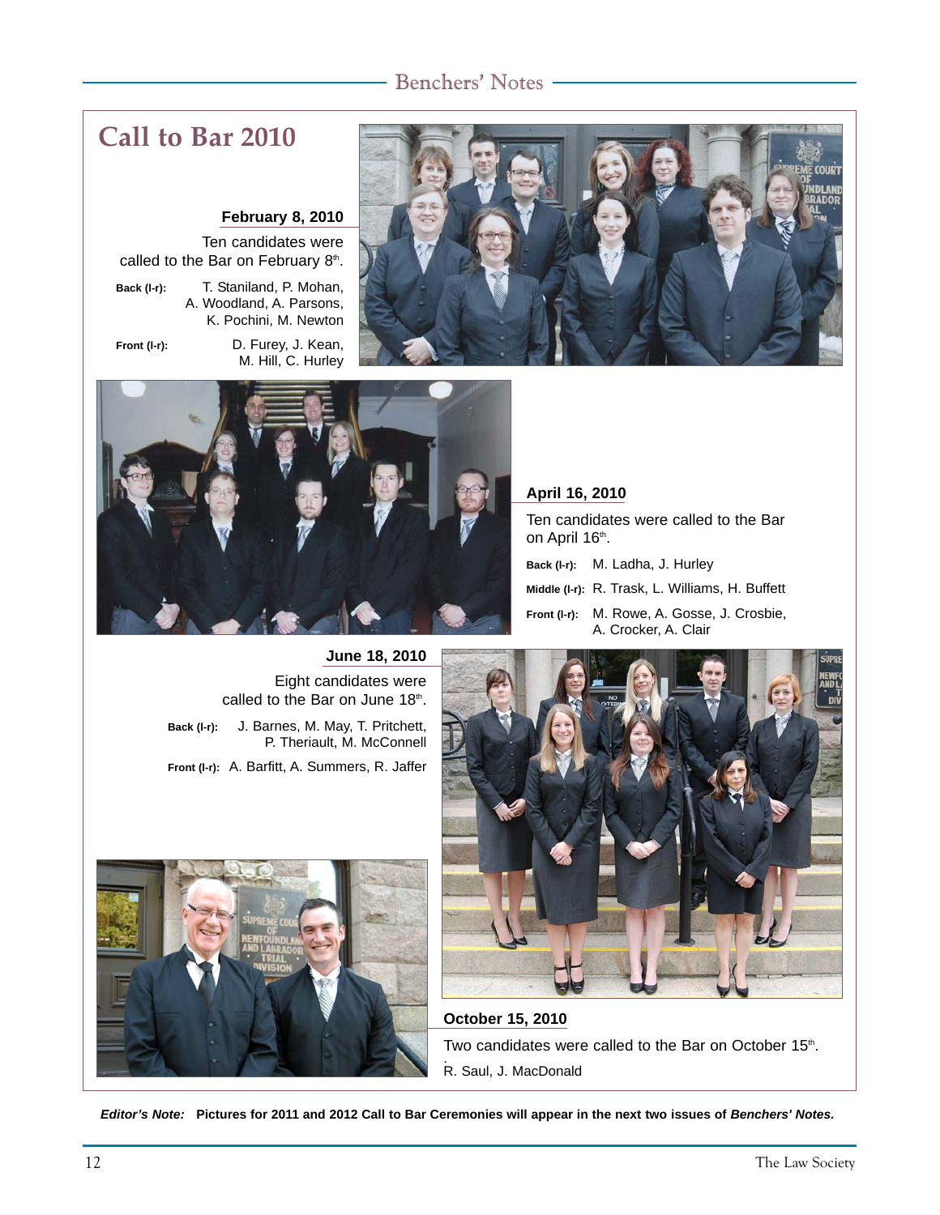# Call to Bar 2010

### February 8, 2010

Ten candidates were called to the Bar on February 8th.

**Back (l-r):** T. Staniland, P. Mohan, A. Woodland, A. Parsons, K. Pochini, M. Newton

**Front (l-r):** D. Furey, J. Kean, M. Hill, C. Hurley

### April 16, 2010

Ten candidates were called to the Bar on April 16th.

**Back (l-r):** M. Ladha, J. Hurley

**Middle (l-r):** R. Trask, L. Williams, H. Buffett

**Front (l-r):** M. Rowe, A. Gosse, J. Crosbie, A. Crocker, A. Clair

### June 18, 2010

Eight candidates were called to the Bar on June 18th.

**Back (l-r):** J. Barnes, M. May, T. Pritchett, P. Theriault, M. McConnell

**Front (l-r):** A. Barfitt, A. Summers, R. Jaffer

### October 15, 2010

Two candidates were called to the Bar on October 15th.

R. Saul, J. MacDonald

***Editor's Note:*** **Pictures for 2011 and 2012 Call to Bar Ceremonies will appear in the next two issues of *Benchers' Notes.***